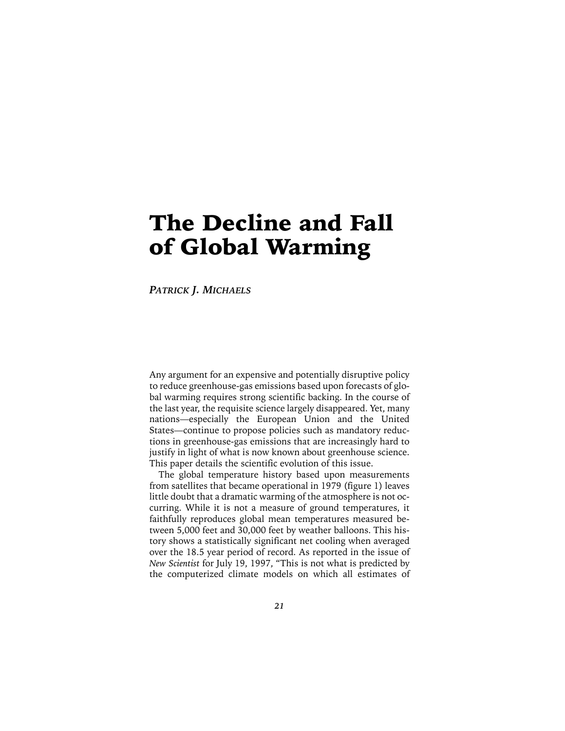# The Decline and Fall of Global Warming

*Patrick J. Michaels*

Any argument for an expensive and potentially disruptive policy to reduce greenhouse-gas emissions based upon forecasts of global warming requires strong scientific backing. In the course of the last year, the requisite science largely disappeared. Yet, many nations—especially the European Union and the United States—continue to propose policies such as mandatory reductions in greenhouse-gas emissions that are increasingly hard to justify in light of what is now known about greenhouse science. This paper details the scientific evolution of this issue.

The global temperature history based upon measurements from satellites that became operational in 1979 (figure 1) leaves little doubt that a dramatic warming of the atmosphere is not occurring. While it is not a measure of ground temperatures, it faithfully reproduces global mean temperatures measured between 5,000 feet and 30,000 feet by weather balloons. This history shows a statistically significant net cooling when averaged over the 18.5 year period of record. As reported in the issue of *New Scientist* for July 19, 1997, "This is not what is predicted by the computerized climate models on which all estimates of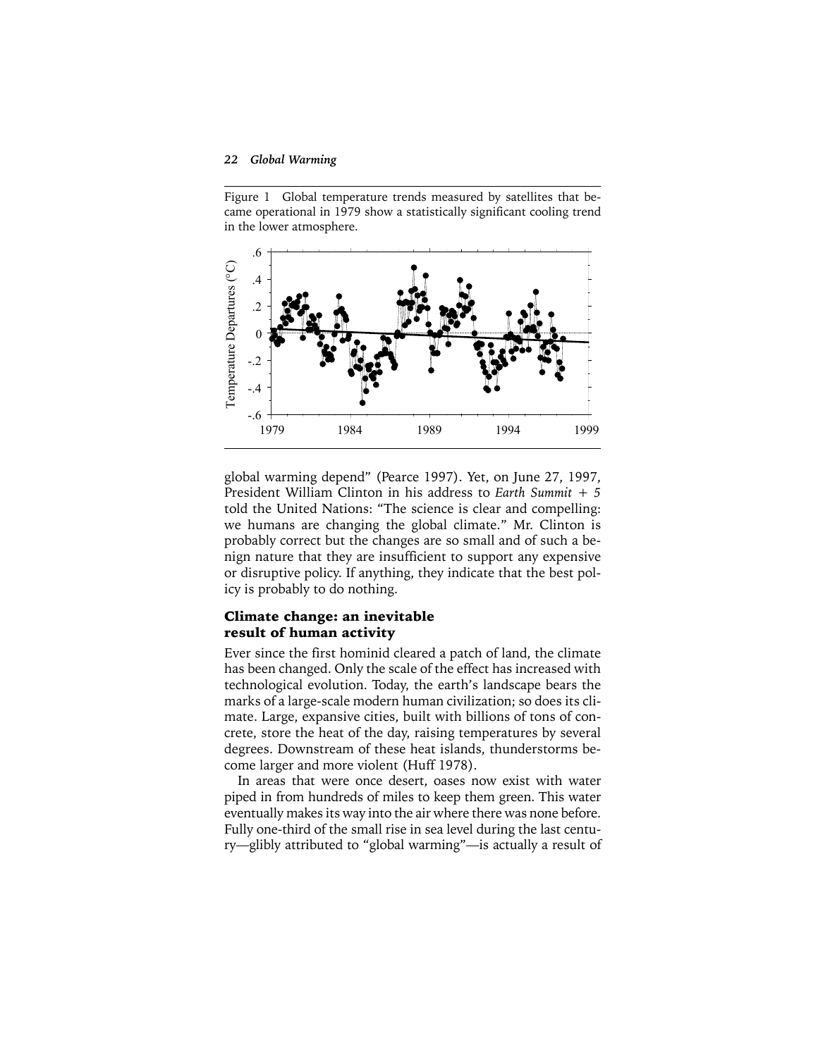Figure 1 Global temperature trends measured by satellites that became operational in 1979 show a statistically significant cooling trend in the lower atmosphere.

global warming depend" (Pearce 1997). Yet, on June 27, 1997, President William Clinton in his address to *Earth Summit + 5* told the United Nations: "The science is clear and compelling: we humans are changing the global climate." Mr. Clinton is probably correct but the changes are so small and of such a benign nature that they are insufficient to support any expensive or disruptive policy. If anything, they indicate that the best policy is probably to do nothing.

### Climate change: an inevitable result of human activity

Ever since the first hominid cleared a patch of land, the climate has been changed. Only the scale of the effect has increased with technological evolution. Today, the earth's landscape bears the marks of a large-scale modern human civilization; so does its climate. Large, expansive cities, built with billions of tons of concrete, store the heat of the day, raising temperatures by several degrees. Downstream of these heat islands, thunderstorms become larger and more violent (Huff 1978).

In areas that were once desert, oases now exist with water piped in from hundreds of miles to keep them green. This water eventually makes its way into the air where there was none before. Fully one-third of the small rise in sea level during the last century—glibly attributed to "global warming"—is actually a result of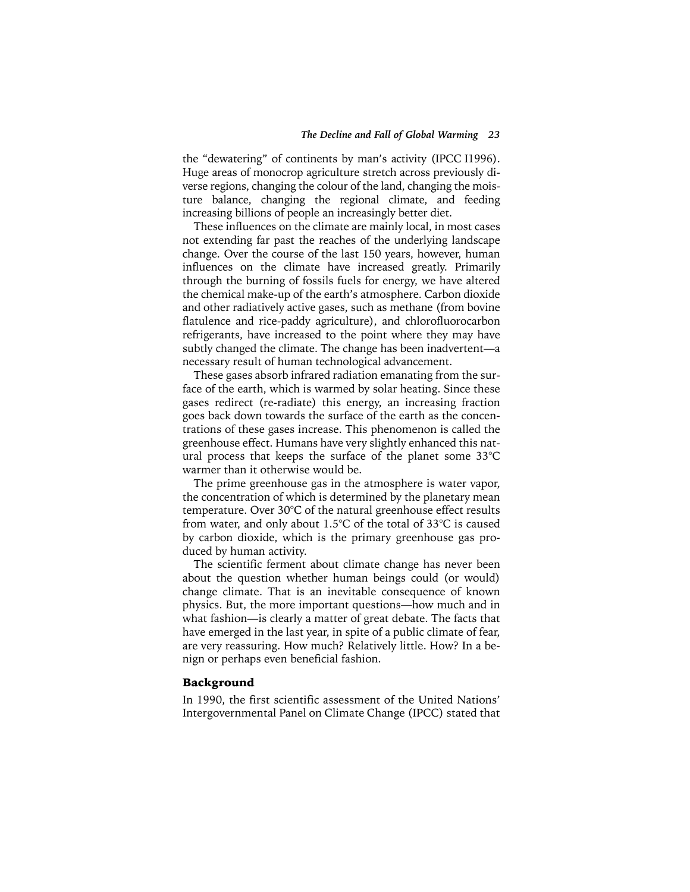the "dewatering" of continents by man's activity (IPCC I1996). Huge areas of monocrop agriculture stretch across previously diverse regions, changing the colour of the land, changing the moisture balance, changing the regional climate, and feeding increasing billions of people an increasingly better diet.

These influences on the climate are mainly local, in most cases not extending far past the reaches of the underlying landscape change. Over the course of the last 150 years, however, human influences on the climate have increased greatly. Primarily through the burning of fossils fuels for energy, we have altered the chemical make-up of the earth's atmosphere. Carbon dioxide and other radiatively active gases, such as methane (from bovine flatulence and rice-paddy agriculture), and chlorofluorocarbon refrigerants, have increased to the point where they may have subtly changed the climate. The change has been inadvertent—a necessary result of human technological advancement.

These gases absorb infrared radiation emanating from the surface of the earth, which is warmed by solar heating. Since these gases redirect (re-radiate) this energy, an increasing fraction goes back down towards the surface of the earth as the concentrations of these gases increase. This phenomenon is called the greenhouse effect. Humans have very slightly enhanced this natural process that keeps the surface of the planet some 33°C warmer than it otherwise would be.

The prime greenhouse gas in the atmosphere is water vapor, the concentration of which is determined by the planetary mean temperature. Over 30°C of the natural greenhouse effect results from water, and only about 1.5°C of the total of 33°C is caused by carbon dioxide, which is the primary greenhouse gas produced by human activity.

The scientific ferment about climate change has never been about the question whether human beings could (or would) change climate. That is an inevitable consequence of known physics. But, the more important questions—how much and in what fashion—is clearly a matter of great debate. The facts that have emerged in the last year, in spite of a public climate of fear, are very reassuring. How much? Relatively little. How? In a benign or perhaps even beneficial fashion.

## Background

In 1990, the first scientific assessment of the United Nations' Intergovernmental Panel on Climate Change (IPCC) stated that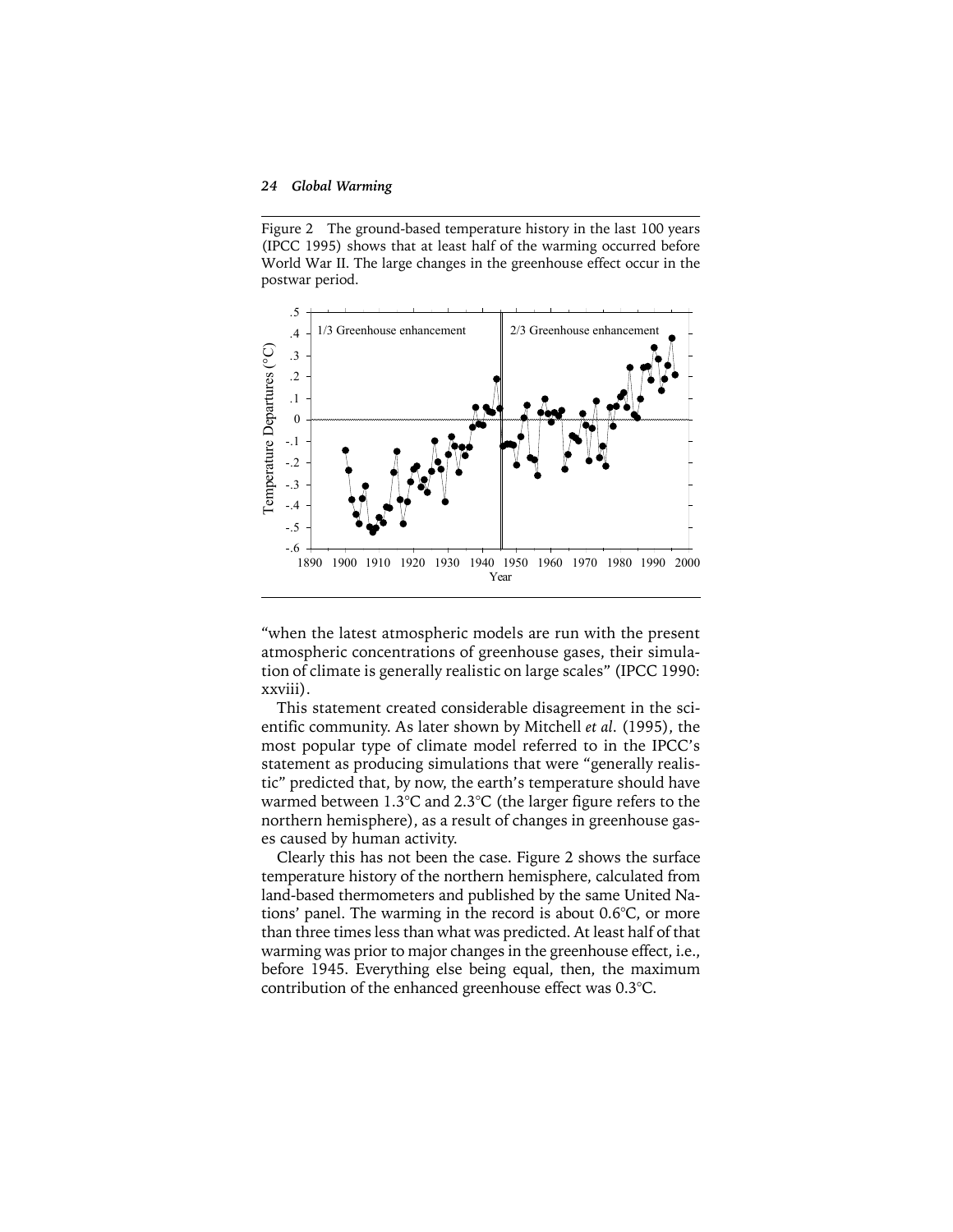Figure 2 The ground-based temperature history in the last 100 years (IPCC 1995) shows that at least half of the warming occurred before World War II. The large changes in the greenhouse effect occur in the postwar period.

"when the latest atmospheric models are run with the present atmospheric concentrations of greenhouse gases, their simulation of climate is generally realistic on large scales" (IPCC 1990: xxviii).

This statement created considerable disagreement in the scientific community. As later shown by Mitchell *et al.* (1995), the most popular type of climate model referred to in the IPCC's statement as producing simulations that were "generally realistic" predicted that, by now, the earth's temperature should have warmed between 1.3°C and 2.3°C (the larger figure refers to the northern hemisphere), as a result of changes in greenhouse gases caused by human activity.

Clearly this has not been the case. Figure 2 shows the surface temperature history of the northern hemisphere, calculated from land-based thermometers and published by the same United Nations' panel. The warming in the record is about 0.6°C, or more than three times less than what was predicted. At least half of that warming was prior to major changes in the greenhouse effect, i.e., before 1945. Everything else being equal, then, the maximum contribution of the enhanced greenhouse effect was 0.3°C.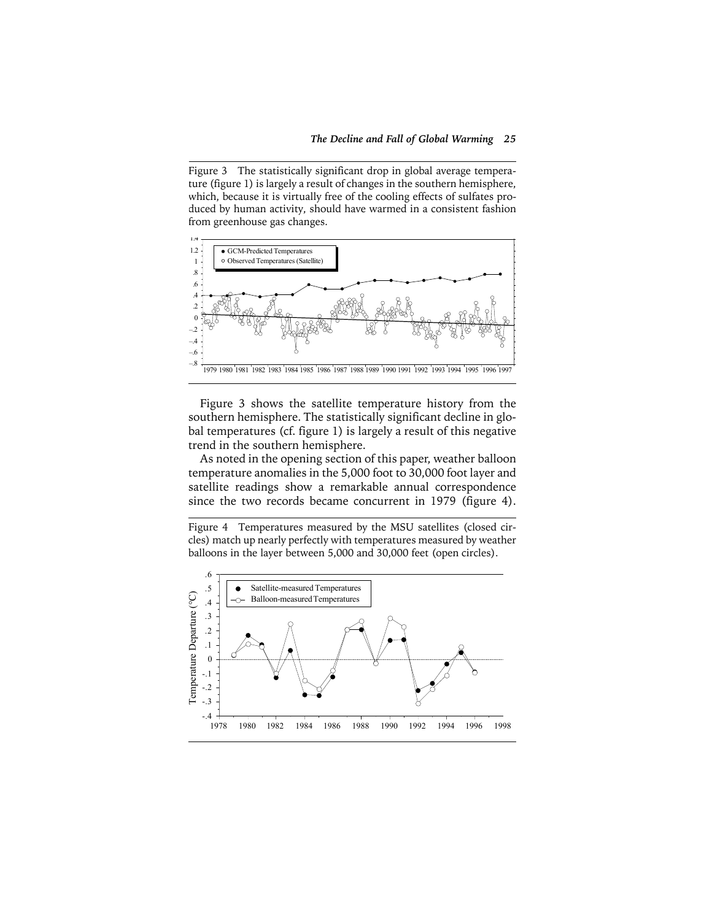Figure 3 The statistically significant drop in global average temperature (figure 1) is largely a result of changes in the southern hemisphere, which, because it is virtually free of the cooling effects of sulfates produced by human activity, should have warmed in a consistent fashion from greenhouse gas changes.

Figure 3 shows the satellite temperature history from the southern hemisphere. The statistically significant decline in global temperatures (cf. figure 1) is largely a result of this negative trend in the southern hemisphere.

As noted in the opening section of this paper, weather balloon temperature anomalies in the 5,000 foot to 30,000 foot layer and satellite readings show a remarkable annual correspondence since the two records became concurrent in 1979 (figure 4).

Figure 4 Temperatures measured by the MSU satellites (closed circles) match up nearly perfectly with temperatures measured by weather balloons in the layer between 5,000 and 30,000 feet (open circles).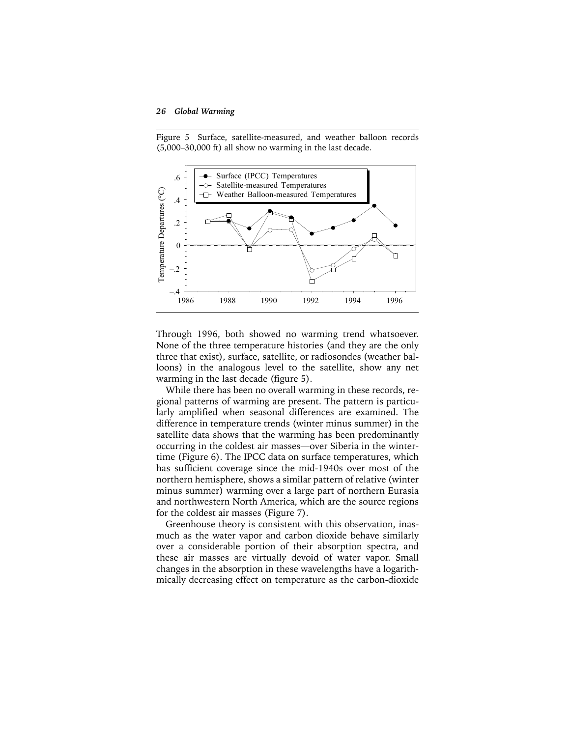Figure 5 Surface, satellite-measured, and weather balloon records (5,000–30,000 ft) all show no warming in the last decade.

Through 1996, both showed no warming trend whatsoever. None of the three temperature histories (and they are the only three that exist), surface, satellite, or radiosondes (weather balloons) in the analogous level to the satellite, show any net warming in the last decade (figure 5).

While there has been no overall warming in these records, regional patterns of warming are present. The pattern is particularly amplified when seasonal differences are examined. The difference in temperature trends (winter minus summer) in the satellite data shows that the warming has been predominantly occurring in the coldest air masses—over Siberia in the wintertime (Figure 6). The IPCC data on surface temperatures, which has sufficient coverage since the mid-1940s over most of the northern hemisphere, shows a similar pattern of relative (winter minus summer) warming over a large part of northern Eurasia and northwestern North America, which are the source regions for the coldest air masses (Figure 7).

Greenhouse theory is consistent with this observation, inasmuch as the water vapor and carbon dioxide behave similarly over a considerable portion of their absorption spectra, and these air masses are virtually devoid of water vapor. Small changes in the absorption in these wavelengths have a logarithmically decreasing effect on temperature as the carbon-dioxide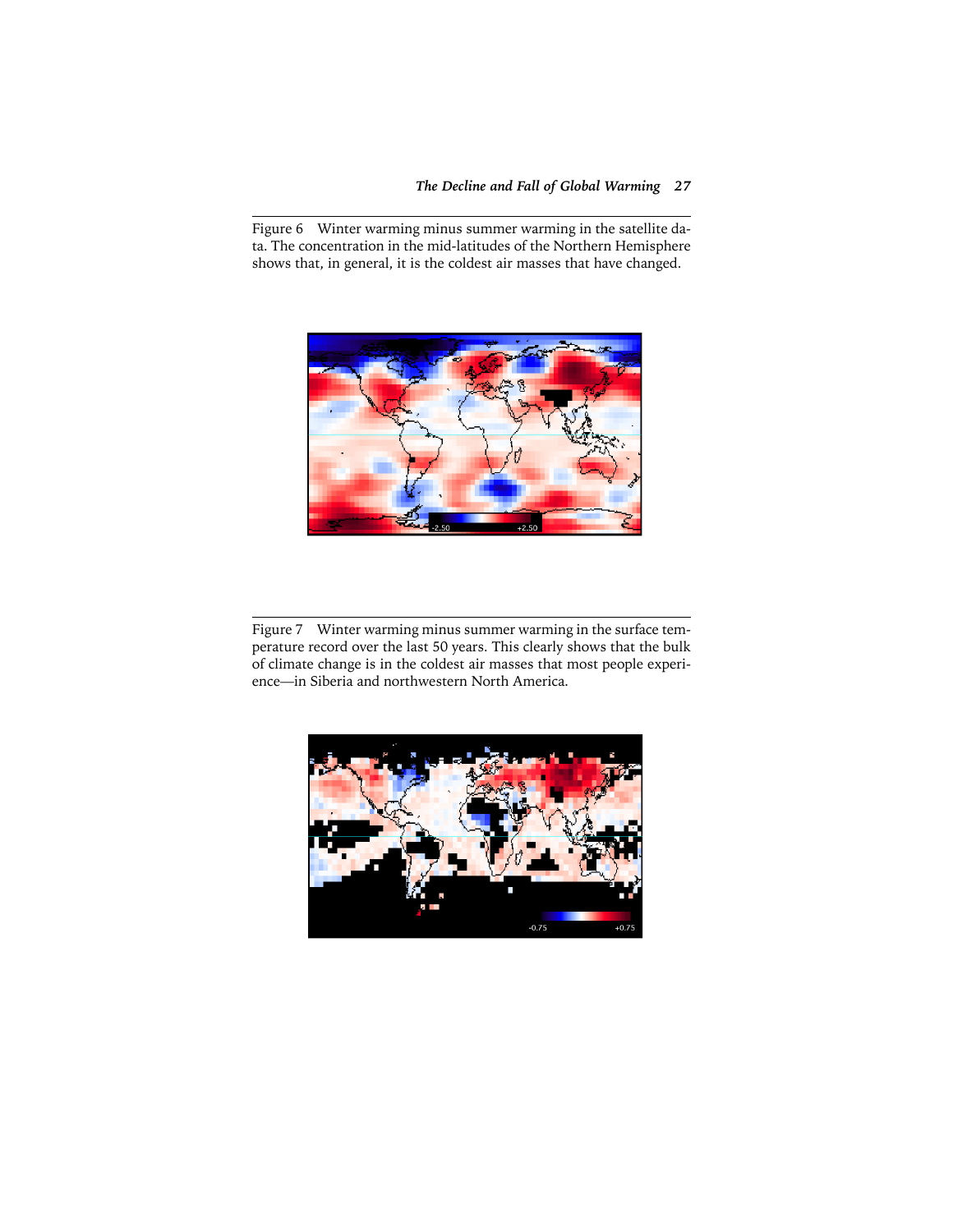Figure 6 Winter warming minus summer warming in the satellite data. The concentration in the mid-latitudes of the Northern Hemisphere shows that, in general, it is the coldest air masses that have changed.

Figure 7 Winter warming minus summer warming in the surface temperature record over the last 50 years. This clearly shows that the bulk of climate change is in the coldest air masses that most people experience—in Siberia and northwestern North America.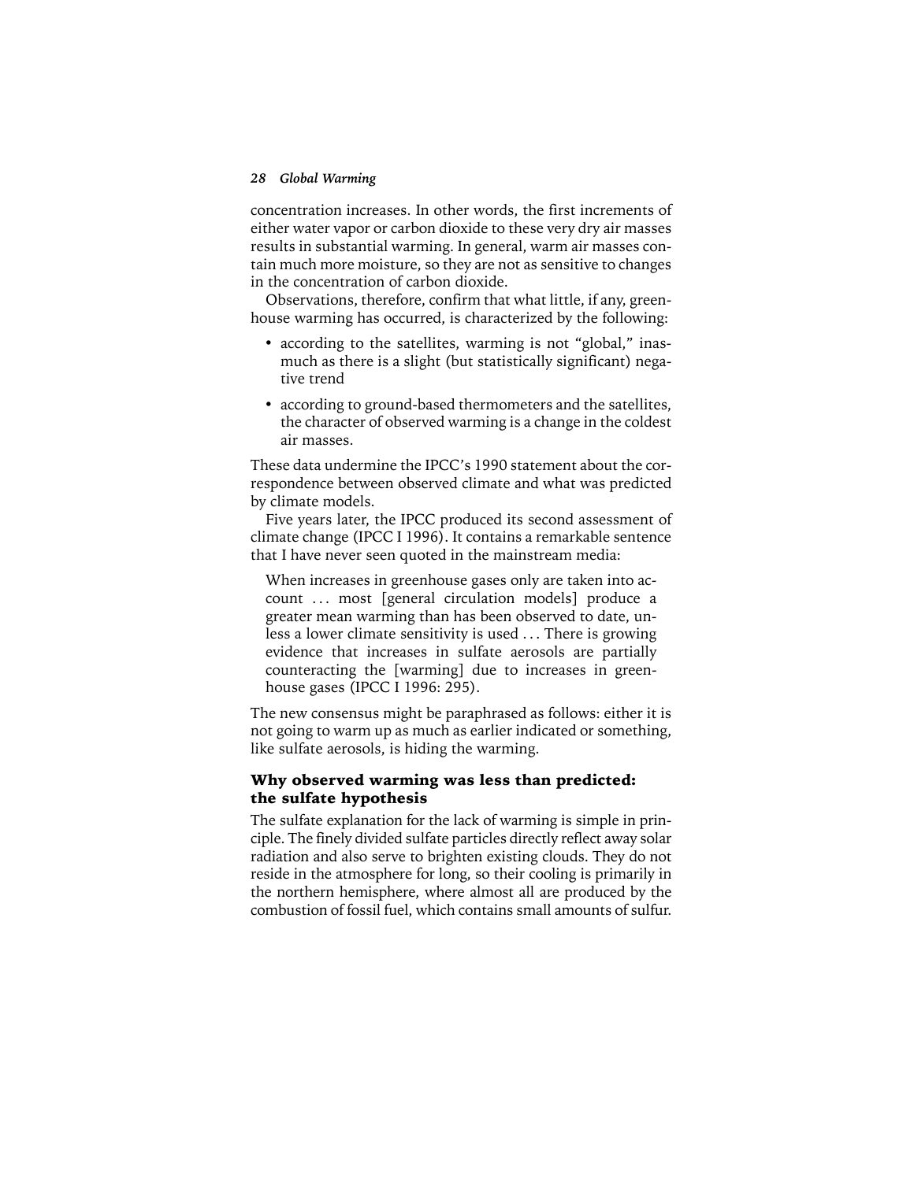concentration increases. In other words, the first increments of either water vapor or carbon dioxide to these very dry air masses results in substantial warming. In general, warm air masses contain much more moisture, so they are not as sensitive to changes in the concentration of carbon dioxide.

Observations, therefore, confirm that what little, if any, greenhouse warming has occurred, is characterized by the following:

- according to the satellites, warming is not "global," inasmuch as there is a slight (but statistically significant) negative trend
- according to ground-based thermometers and the satellites, the character of observed warming is a change in the coldest air masses.

These data undermine the IPCC's 1990 statement about the correspondence between observed climate and what was predicted by climate models.

Five years later, the IPCC produced its second assessment of climate change (IPCC I 1996). It contains a remarkable sentence that I have never seen quoted in the mainstream media:

> When increases in greenhouse gases only are taken into account ... most [general circulation models] produce a greater mean warming than has been observed to date, unless a lower climate sensitivity is used ... There is growing evidence that increases in sulfate aerosols are partially counteracting the [warming] due to increases in greenhouse gases (IPCC I 1996: 295).

The new consensus might be paraphrased as follows: either it is not going to warm up as much as earlier indicated or something, like sulfate aerosols, is hiding the warming.

### Why observed warming was less than predicted: the sulfate hypothesis

The sulfate explanation for the lack of warming is simple in principle. The finely divided sulfate particles directly reflect away solar radiation and also serve to brighten existing clouds. They do not reside in the atmosphere for long, so their cooling is primarily in the northern hemisphere, where almost all are produced by the combustion of fossil fuel, which contains small amounts of sulfur.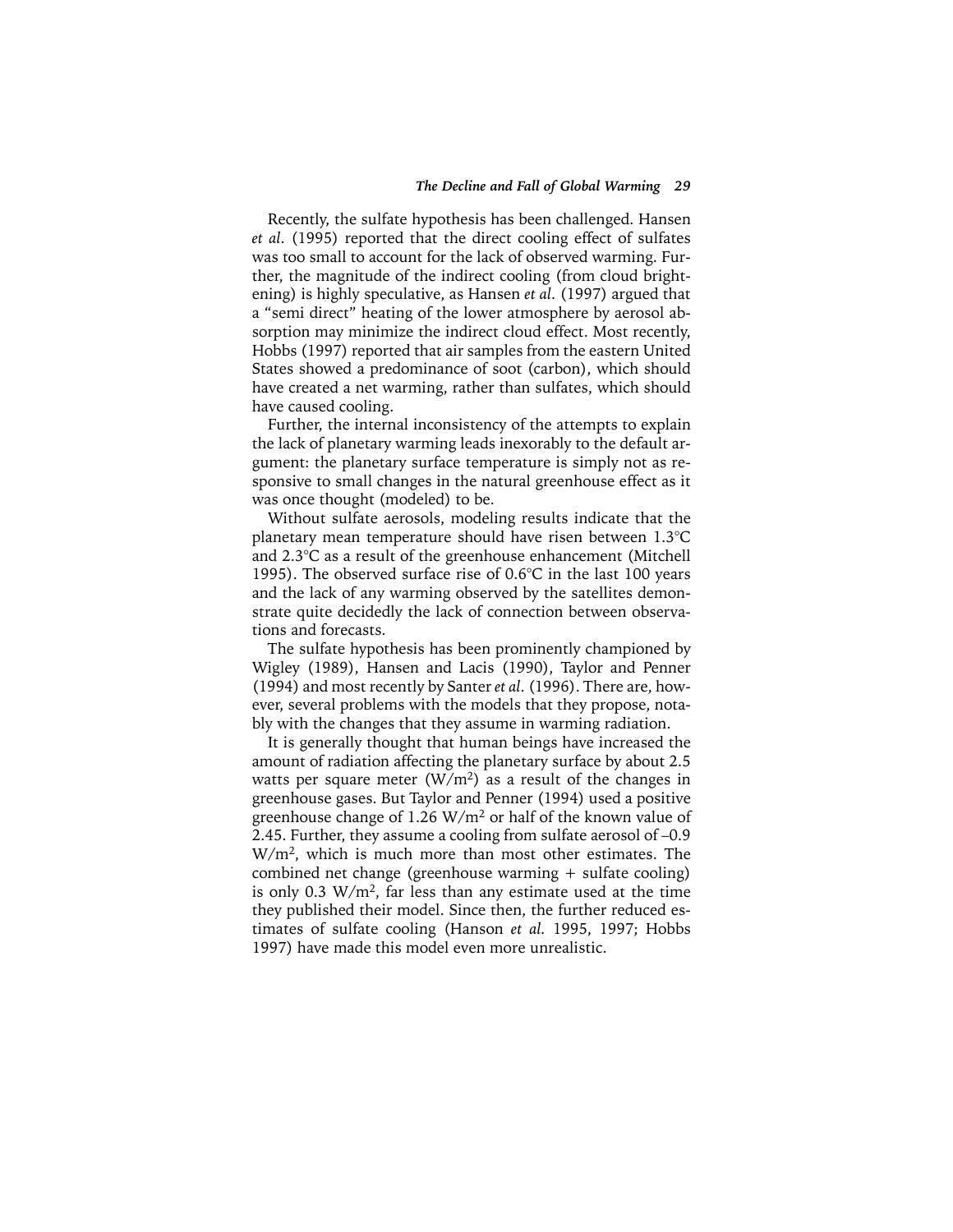Recently, the sulfate hypothesis has been challenged. Hansen *et al*. (1995) reported that the direct cooling effect of sulfates was too small to account for the lack of observed warming. Further, the magnitude of the indirect cooling (from cloud brightening) is highly speculative, as Hansen *et al*. (1997) argued that a "semi direct" heating of the lower atmosphere by aerosol absorption may minimize the indirect cloud effect. Most recently, Hobbs (1997) reported that air samples from the eastern United States showed a predominance of soot (carbon), which should have created a net warming, rather than sulfates, which should have caused cooling.

Further, the internal inconsistency of the attempts to explain the lack of planetary warming leads inexorably to the default argument: the planetary surface temperature is simply not as responsive to small changes in the natural greenhouse effect as it was once thought (modeled) to be.

Without sulfate aerosols, modeling results indicate that the planetary mean temperature should have risen between 1.3°C and 2.3°C as a result of the greenhouse enhancement (Mitchell 1995). The observed surface rise of 0.6°C in the last 100 years and the lack of any warming observed by the satellites demonstrate quite decidedly the lack of connection between observations and forecasts.

The sulfate hypothesis has been prominently championed by Wigley (1989), Hansen and Lacis (1990), Taylor and Penner (1994) and most recently by Santer *et al*. (1996). There are, however, several problems with the models that they propose, notably with the changes that they assume in warming radiation.

It is generally thought that human beings have increased the amount of radiation affecting the planetary surface by about 2.5 watts per square meter ($W/m^2$) as a result of the changes in greenhouse gases. But Taylor and Penner (1994) used a positive greenhouse change of 1.26 $W/m^2$ or half of the known value of 2.45. Further, they assume a cooling from sulfate aerosol of –0.9 $W/m^2$, which is much more than most other estimates. The combined net change (greenhouse warming + sulfate cooling) is only 0.3 $W/m^2$, far less than any estimate used at the time they published their model. Since then, the further reduced estimates of sulfate cooling (Hanson *et al*. 1995, 1997; Hobbs 1997) have made this model even more unrealistic.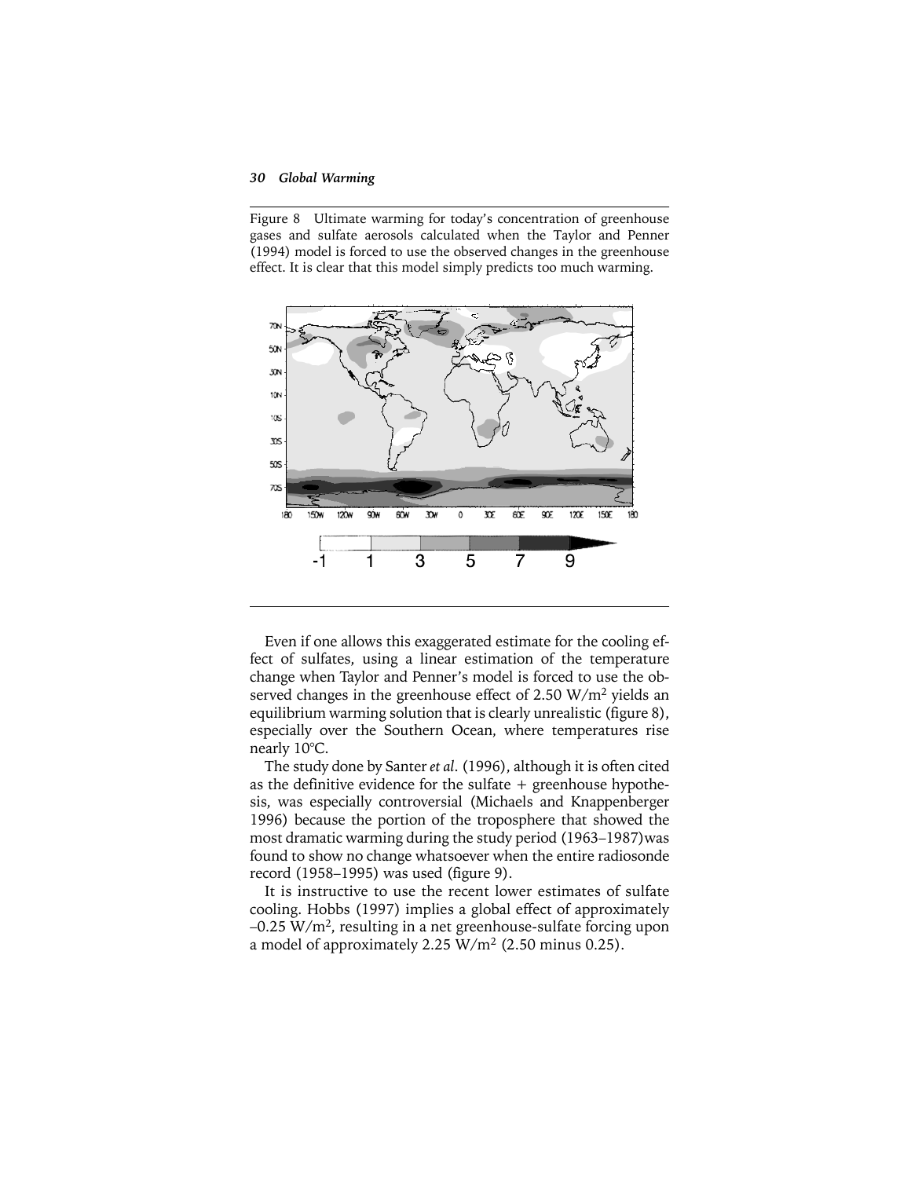Figure 8 Ultimate warming for today's concentration of greenhouse gases and sulfate aerosols calculated when the Taylor and Penner (1994) model is forced to use the observed changes in the greenhouse effect. It is clear that this model simply predicts too much warming.

Even if one allows this exaggerated estimate for the cooling effect of sulfates, using a linear estimation of the temperature change when Taylor and Penner's model is forced to use the observed changes in the greenhouse effect of 2.50 $W/m^2$ yields an equilibrium warming solution that is clearly unrealistic (figure 8), especially over the Southern Ocean, where temperatures rise nearly 10°C.

The study done by Santer *et al.* (1996), although it is often cited as the definitive evidence for the sulfate + greenhouse hypothesis, was especially controversial (Michaels and Knappenberger 1996) because the portion of the troposphere that showed the most dramatic warming during the study period (1963–1987) was found to show no change whatsoever when the entire radiosonde record (1958–1995) was used (figure 9).

It is instructive to use the recent lower estimates of sulfate cooling. Hobbs (1997) implies a global effect of approximately –0.25 $W/m^2$, resulting in a net greenhouse-sulfate forcing upon a model of approximately 2.25 $W/m^2$ (2.50 minus 0.25).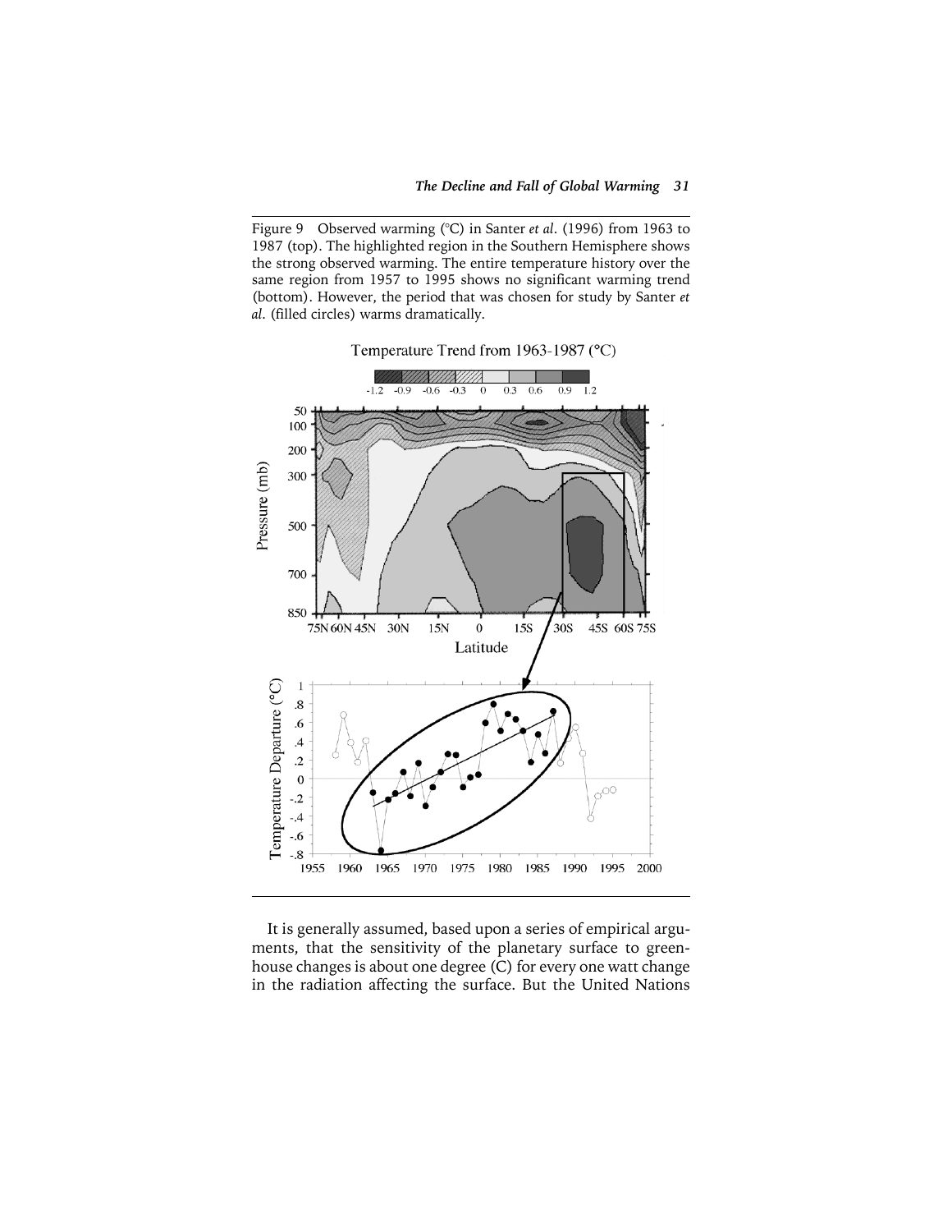Figure 9 Observed warming (°C) in Santer *et al*. (1996) from 1963 to 1987 (top). The highlighted region in the Southern Hemisphere shows the strong observed warming. The entire temperature history over the same region from 1957 to 1995 shows no significant warming trend (bottom). However, the period that was chosen for study by Santer *et al*. (filled circles) warms dramatically.

It is generally assumed, based upon a series of empirical arguments, that the sensitivity of the planetary surface to greenhouse changes is about one degree (C) for every one watt change in the radiation affecting the surface. But the United Nations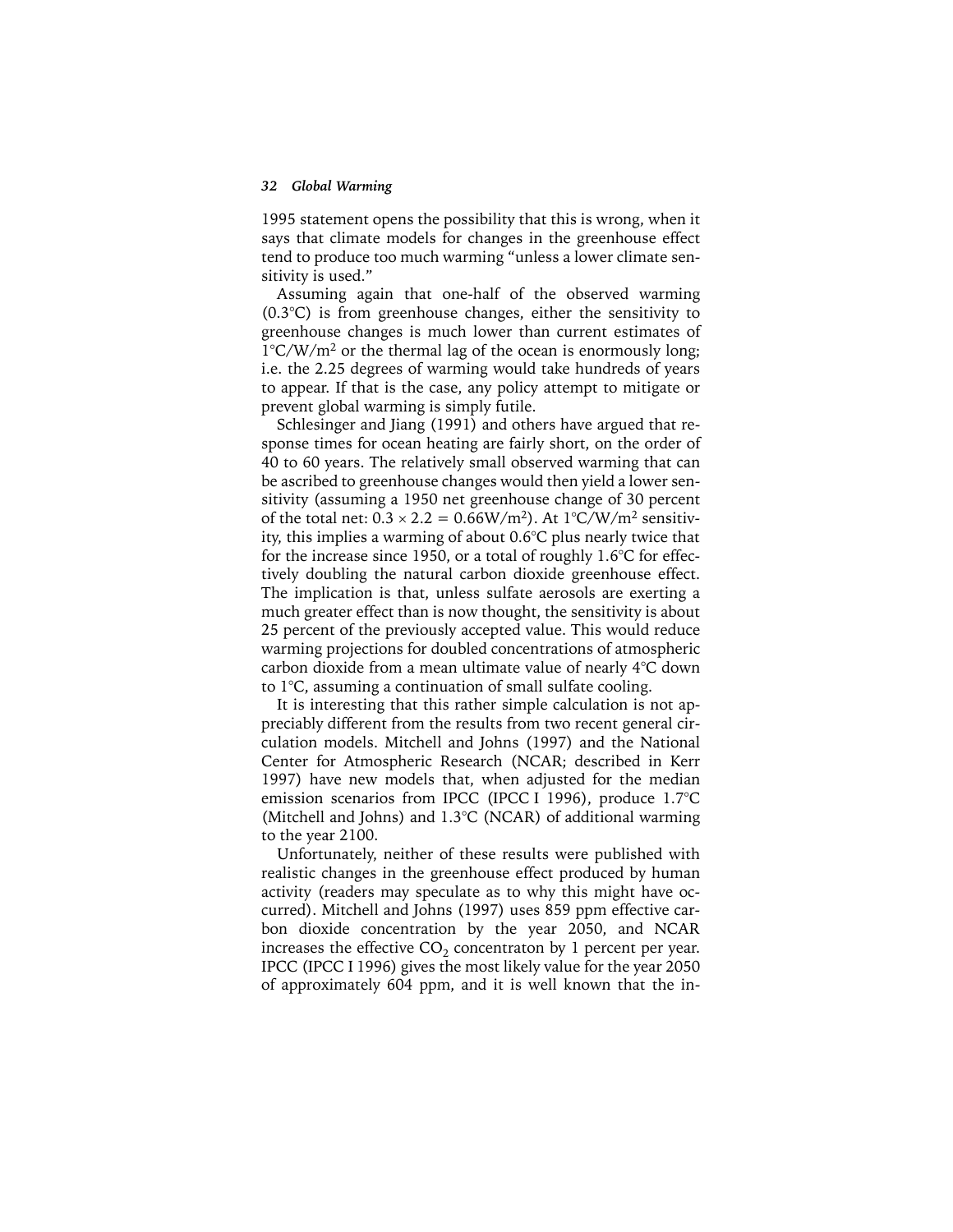1995 statement opens the possibility that this is wrong, when it says that climate models for changes in the greenhouse effect tend to produce too much warming "unless a lower climate sensitivity is used."

Assuming again that one-half of the observed warming (0.3°C) is from greenhouse changes, either the sensitivity to greenhouse changes is much lower than current estimates of $1°C/W/m^2$ or the thermal lag of the ocean is enormously long; i.e. the 2.25 degrees of warming would take hundreds of years to appear. If that is the case, any policy attempt to mitigate or prevent global warming is simply futile.

Schlesinger and Jiang (1991) and others have argued that response times for ocean heating are fairly short, on the order of 40 to 60 years. The relatively small observed warming that can be ascribed to greenhouse changes would then yield a lower sensitivity (assuming a 1950 net greenhouse change of 30 percent of the total net: $0.3 \times 2.2 = 0.66W/m^2$). At $1°C/W/m^2$ sensitivity, this implies a warming of about 0.6°C plus nearly twice that for the increase since 1950, or a total of roughly 1.6°C for effectively doubling the natural carbon dioxide greenhouse effect. The implication is that, unless sulfate aerosols are exerting a much greater effect than is now thought, the sensitivity is about 25 percent of the previously accepted value. This would reduce warming projections for doubled concentrations of atmospheric carbon dioxide from a mean ultimate value of nearly 4°C down to 1°C, assuming a continuation of small sulfate cooling.

It is interesting that this rather simple calculation is not appreciably different from the results from two recent general circulation models. Mitchell and Johns (1997) and the National Center for Atmospheric Research (NCAR; described in Kerr 1997) have new models that, when adjusted for the median emission scenarios from IPCC (IPCC I 1996), produce 1.7°C (Mitchell and Johns) and 1.3°C (NCAR) of additional warming to the year 2100.

Unfortunately, neither of these results were published with realistic changes in the greenhouse effect produced by human activity (readers may speculate as to why this might have occurred). Mitchell and Johns (1997) uses 859 ppm effective carbon dioxide concentration by the year 2050, and NCAR increases the effective $CO_2$ concentraton by 1 percent per year. IPCC (IPCC I 1996) gives the most likely value for the year 2050 of approximately 604 ppm, and it is well known that the in-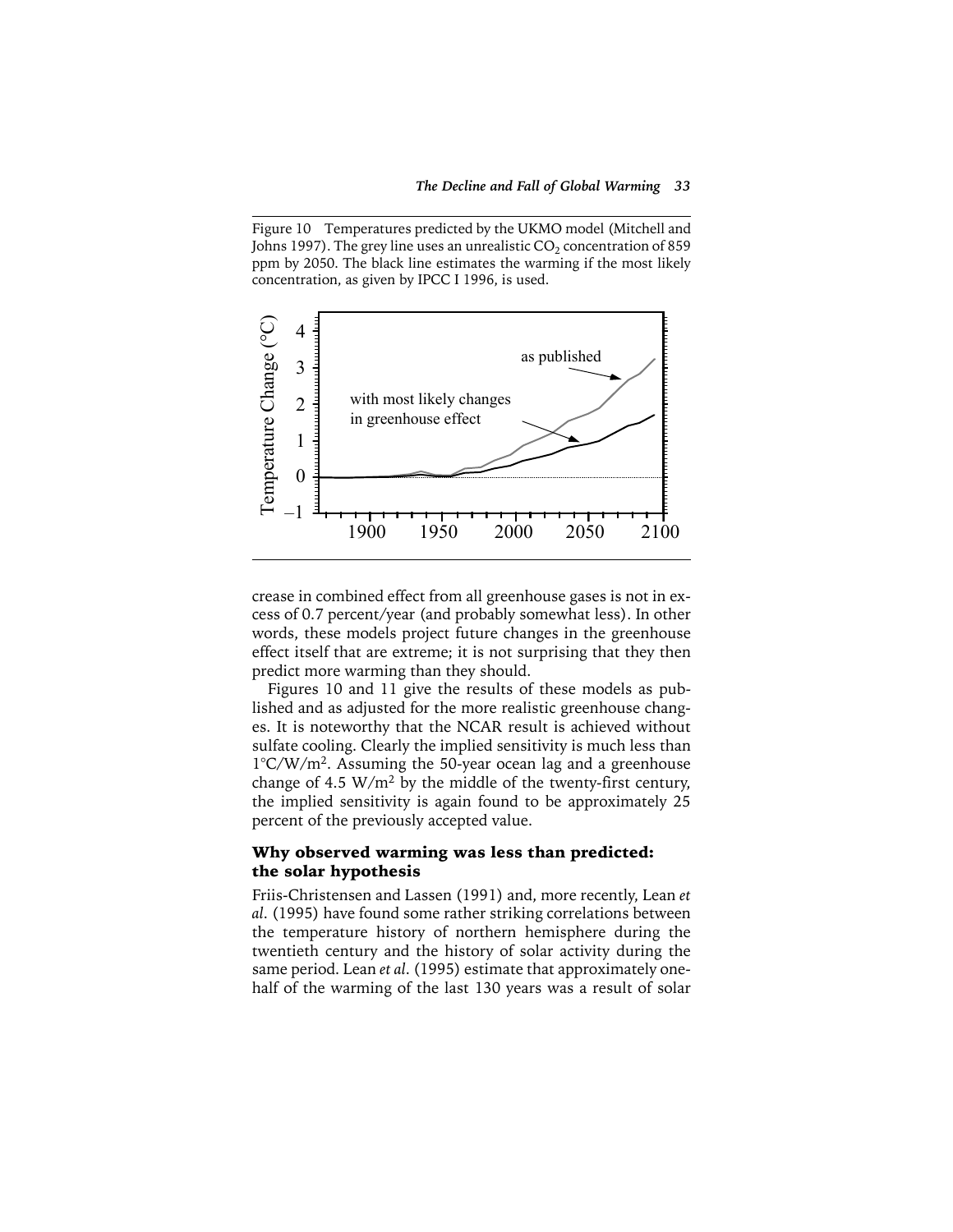Figure 10 Temperatures predicted by the UKMO model (Mitchell and Johns 1997). The grey line uses an unrealistic $CO_2$ concentration of 859 ppm by 2050. The black line estimates the warming if the most likely concentration, as given by IPCC I 1996, is used.

crease in combined effect from all greenhouse gases is not in excess of 0.7 percent/year (and probably somewhat less). In other words, these models project future changes in the greenhouse effect itself that are extreme; it is not surprising that they then predict more warming than they should.

Figures 10 and 11 give the results of these models as published and as adjusted for the more realistic greenhouse changes. It is noteworthy that the NCAR result is achieved without sulfate cooling. Clearly the implied sensitivity is much less than $1°C/W/m^2$. Assuming the 50-year ocean lag and a greenhouse change of $4.5\ W/m^2$ by the middle of the twenty-first century, the implied sensitivity is again found to be approximately 25 percent of the previously accepted value.

## Why observed warming was less than predicted: the solar hypothesis

Friis-Christensen and Lassen (1991) and, more recently, Lean *et al.* (1995) have found some rather striking correlations between the temperature history of northern hemisphere during the twentieth century and the history of solar activity during the same period. Lean *et al.* (1995) estimate that approximately one-half of the warming of the last 130 years was a result of solar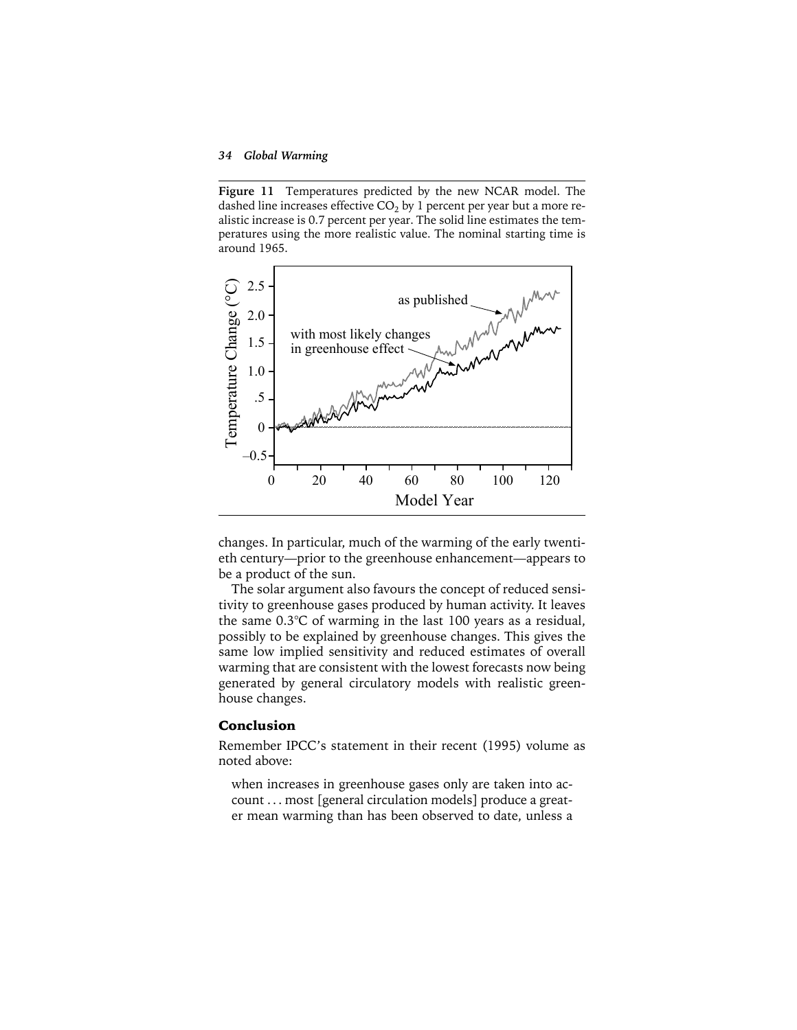**Figure 11** Temperatures predicted by the new NCAR model. The dashed line increases effective $CO_2$ by 1 percent per year but a more realistic increase is 0.7 percent per year. The solid line estimates the temperatures using the more realistic value. The nominal starting time is around 1965.

changes. In particular, much of the warming of the early twentieth century—prior to the greenhouse enhancement—appears to be a product of the sun.

The solar argument also favours the concept of reduced sensitivity to greenhouse gases produced by human activity. It leaves the same 0.3°C of warming in the last 100 years as a residual, possibly to be explained by greenhouse changes. This gives the same low implied sensitivity and reduced estimates of overall warming that are consistent with the lowest forecasts now being generated by general circulatory models with realistic greenhouse changes.

## Conclusion

Remember IPCC's statement in their recent (1995) volume as noted above:

> when increases in greenhouse gases only are taken into account . . . most [general circulation models] produce a greater mean warming than has been observed to date, unless a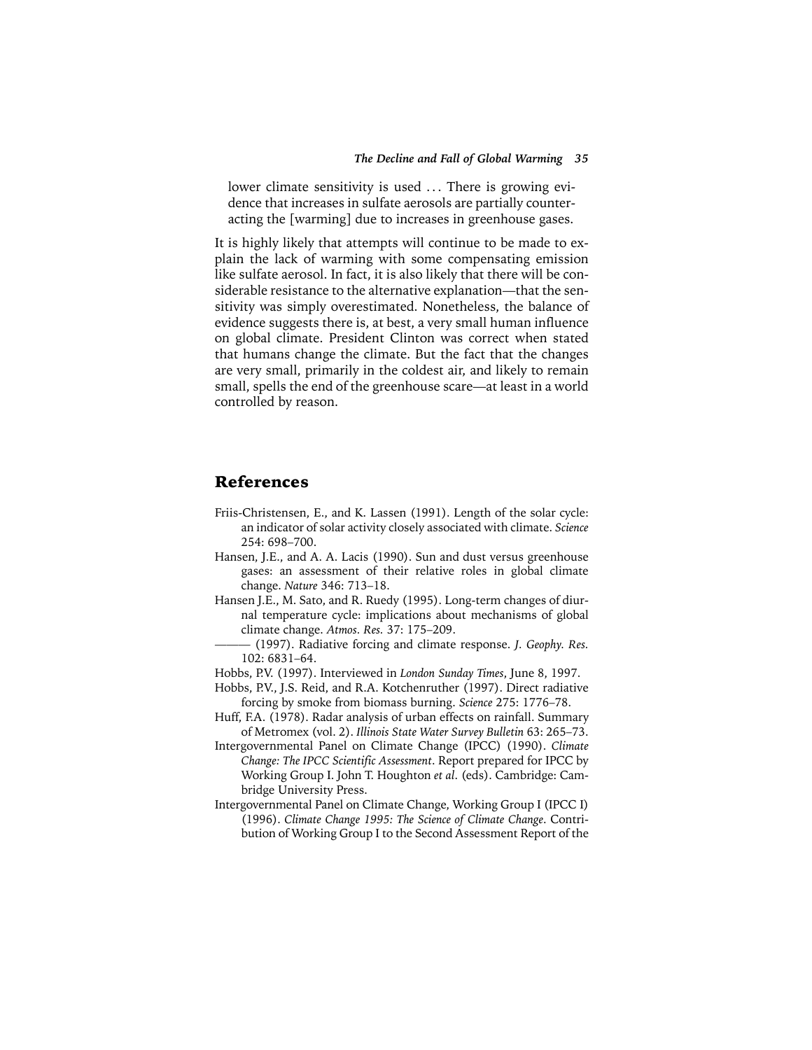> lower climate sensitivity is used ... There is growing evidence that increases in sulfate aerosols are partially counteracting the [warming] due to increases in greenhouse gases.

It is highly likely that attempts will continue to be made to explain the lack of warming with some compensating emission like sulfate aerosol. In fact, it is also likely that there will be considerable resistance to the alternative explanation—that the sensitivity was simply overestimated. Nonetheless, the balance of evidence suggests there is, at best, a very small human influence on global climate. President Clinton was correct when stated that humans change the climate. But the fact that the changes are very small, primarily in the coldest air, and likely to remain small, spells the end of the greenhouse scare—at least in a world controlled by reason.

## References

Friis-Christensen, E., and K. Lassen (1991). Length of the solar cycle: an indicator of solar activity closely associated with climate. *Science* 254: 698–700.

Hansen, J.E., and A. A. Lacis (1990). Sun and dust versus greenhouse gases: an assessment of their relative roles in global climate change. *Nature* 346: 713–18.

Hansen J.E., M. Sato, and R. Ruedy (1995). Long-term changes of diurnal temperature cycle: implications about mechanisms of global climate change. *Atmos. Res.* 37: 175–209.

——— (1997). Radiative forcing and climate response. *J. Geophy. Res.* 102: 6831–64.

Hobbs, P.V. (1997). Interviewed in *London Sunday Times*, June 8, 1997.

Hobbs, P.V., J.S. Reid, and R.A. Kotchenruther (1997). Direct radiative forcing by smoke from biomass burning. *Science* 275: 1776–78.

Huff, F.A. (1978). Radar analysis of urban effects on rainfall. Summary of Metromex (vol. 2). *Illinois State Water Survey Bulletin* 63: 265–73.

Intergovernmental Panel on Climate Change (IPCC) (1990). *Climate Change: The IPCC Scientific Assessment*. Report prepared for IPCC by Working Group I. John T. Houghton *et al.* (eds). Cambridge: Cambridge University Press.

Intergovernmental Panel on Climate Change, Working Group I (IPCC I) (1996). *Climate Change 1995: The Science of Climate Change*. Contribution of Working Group I to the Second Assessment Report of the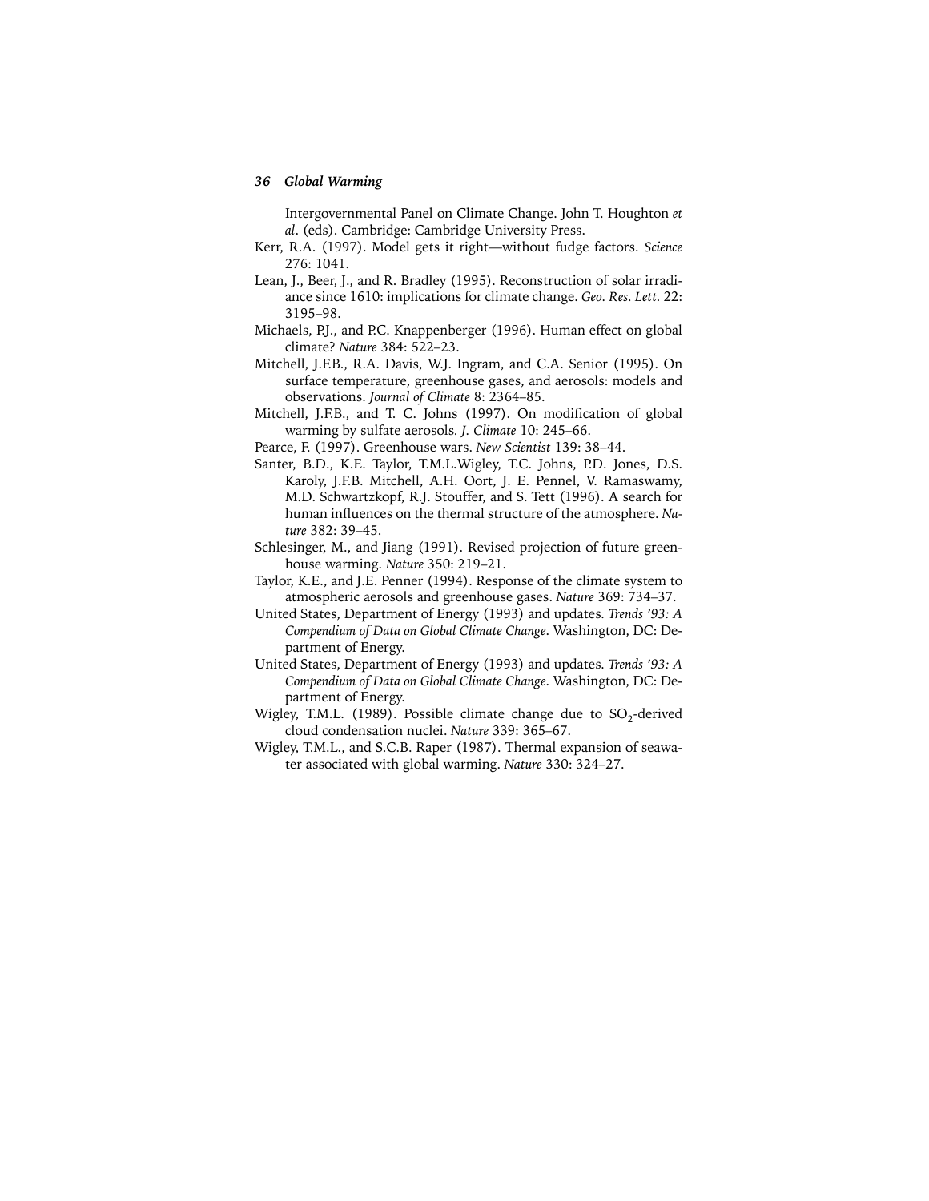Intergovernmental Panel on Climate Change. John T. Houghton *et al*. (eds). Cambridge: Cambridge University Press.

Kerr, R.A. (1997). Model gets it right—without fudge factors. *Science* 276: 1041.

Lean, J., Beer, J., and R. Bradley (1995). Reconstruction of solar irradiance since 1610: implications for climate change. *Geo. Res. Lett*. 22: 3195–98.

Michaels, P.J., and P.C. Knappenberger (1996). Human effect on global climate? *Nature* 384: 522–23.

Mitchell, J.F.B., R.A. Davis, W.J. Ingram, and C.A. Senior (1995). On surface temperature, greenhouse gases, and aerosols: models and observations. *Journal of Climate* 8: 2364–85.

Mitchell, J.F.B., and T. C. Johns (1997). On modification of global warming by sulfate aerosols. *J. Climate* 10: 245–66.

Pearce, F. (1997). Greenhouse wars. *New Scientist* 139: 38–44.

Santer, B.D., K.E. Taylor, T.M.L.Wigley, T.C. Johns, P.D. Jones, D.S. Karoly, J.F.B. Mitchell, A.H. Oort, J. E. Pennel, V. Ramaswamy, M.D. Schwartzkopf, R.J. Stouffer, and S. Tett (1996). A search for human influences on the thermal structure of the atmosphere. *Nature* 382: 39–45.

Schlesinger, M., and Jiang (1991). Revised projection of future greenhouse warming. *Nature* 350: 219–21.

Taylor, K.E., and J.E. Penner (1994). Response of the climate system to atmospheric aerosols and greenhouse gases. *Nature* 369: 734–37.

United States, Department of Energy (1993) and updates. *Trends '93: A Compendium of Data on Global Climate Change*. Washington, DC: Department of Energy.

United States, Department of Energy (1993) and updates. *Trends '93: A Compendium of Data on Global Climate Change*. Washington, DC: Department of Energy.

Wigley, T.M.L. (1989). Possible climate change due to $SO_2$-derived cloud condensation nuclei. *Nature* 339: 365–67.

Wigley, T.M.L., and S.C.B. Raper (1987). Thermal expansion of seawater associated with global warming. *Nature* 330: 324–27.